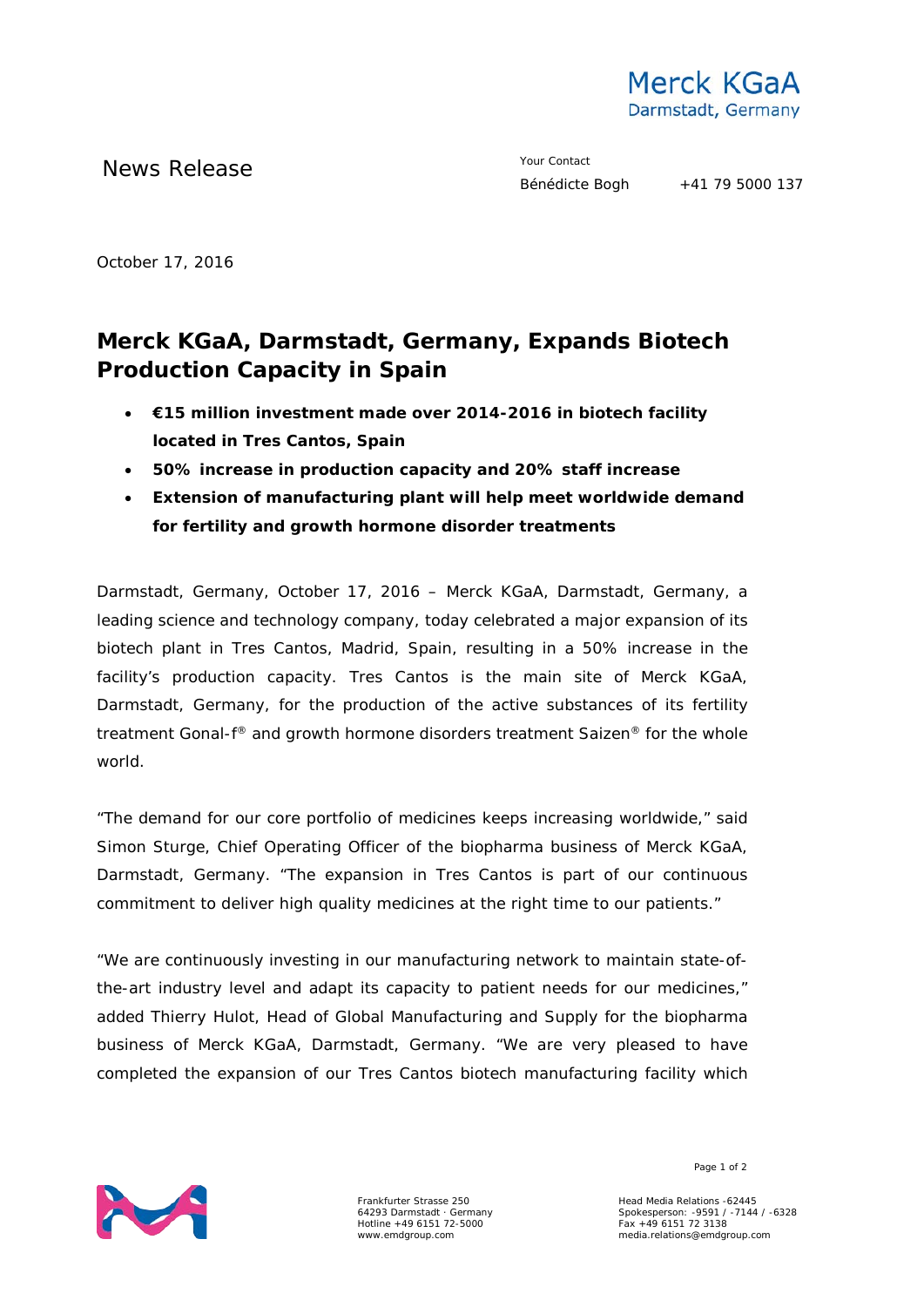Merck KGaA
Darmstadt, Germany

News Release

Your Contact
Bénédicte Bogh +41 79 5000 137

October 17, 2016

# Merck KGaA, Darmstadt, Germany, Expands Biotech Production Capacity in Spain

- **€15 million investment made over 2014-2016 in biotech facility located in Tres Cantos, Spain**
- **50% increase in production capacity and 20% staff increase**
- **Extension of manufacturing plant will help meet worldwide demand for fertility and growth hormone disorder treatments**

Darmstadt, Germany, October 17, 2016 – Merck KGaA, Darmstadt, Germany, a leading science and technology company, today celebrated a major expansion of its biotech plant in Tres Cantos, Madrid, Spain, resulting in a 50% increase in the facility's production capacity. Tres Cantos is the main site of Merck KGaA, Darmstadt, Germany, for the production of the active substances of its fertility treatment Gonal-f® and growth hormone disorders treatment Saizen® for the whole world.

"The demand for our core portfolio of medicines keeps increasing worldwide," said Simon Sturge, Chief Operating Officer of the biopharma business of Merck KGaA, Darmstadt, Germany. "The expansion in Tres Cantos is part of our continuous commitment to deliver high quality medicines at the right time to our patients."

"We are continuously investing in our manufacturing network to maintain state-of-the-art industry level and adapt its capacity to patient needs for our medicines," added Thierry Hulot, Head of Global Manufacturing and Supply for the biopharma business of Merck KGaA, Darmstadt, Germany. "We are very pleased to have completed the expansion of our Tres Cantos biotech manufacturing facility which

Frankfurter Strasse 250
64293 Darmstadt · Germany
Hotline +49 6151 72-5000
www.emdgroup.com

Head Media Relations -62445
Spokesperson: -9591 / -7144 / -6328
Fax +49 6151 72 3138
media.relations@emdgroup.com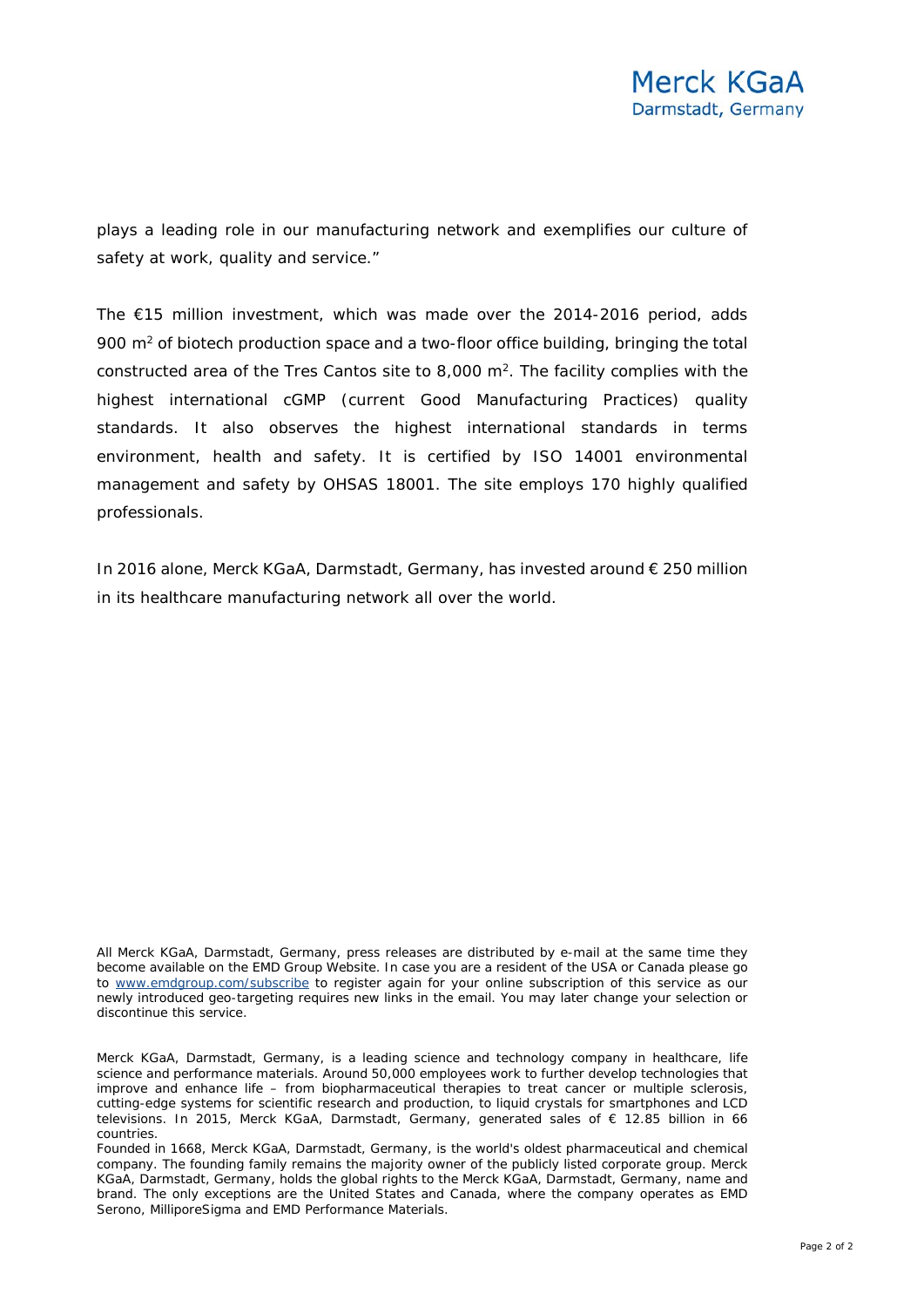plays a leading role in our manufacturing network and exemplifies our culture of safety at work, quality and service."

The €15 million investment, which was made over the 2014-2016 period, adds 900 $m^2$ of biotech production space and a two-floor office building, bringing the total constructed area of the Tres Cantos site to 8,000 $m^2$. The facility complies with the highest international cGMP (current Good Manufacturing Practices) quality standards. It also observes the highest international standards in terms environment, health and safety. It is certified by ISO 14001 environmental management and safety by OHSAS 18001. The site employs 170 highly qualified professionals.

In 2016 alone, Merck KGaA, Darmstadt, Germany, has invested around € 250 million in its healthcare manufacturing network all over the world.

All Merck KGaA, Darmstadt, Germany, press releases are distributed by e-mail at the same time they become available on the EMD Group Website. In case you are a resident of the USA or Canada please go to www.emdgroup.com/subscribe to register again for your online subscription of this service as our newly introduced geo-targeting requires new links in the email. You may later change your selection or discontinue this service.

Merck KGaA, Darmstadt, Germany, is a leading science and technology company in healthcare, life science and performance materials. Around 50,000 employees work to further develop technologies that improve and enhance life – from biopharmaceutical therapies to treat cancer or multiple sclerosis, cutting-edge systems for scientific research and production, to liquid crystals for smartphones and LCD televisions. In 2015, Merck KGaA, Darmstadt, Germany, generated sales of € 12.85 billion in 66 countries.

Founded in 1668, Merck KGaA, Darmstadt, Germany, is the world's oldest pharmaceutical and chemical company. The founding family remains the majority owner of the publicly listed corporate group. Merck KGaA, Darmstadt, Germany, holds the global rights to the Merck KGaA, Darmstadt, Germany, name and brand. The only exceptions are the United States and Canada, where the company operates as EMD Serono, MilliporeSigma and EMD Performance Materials.